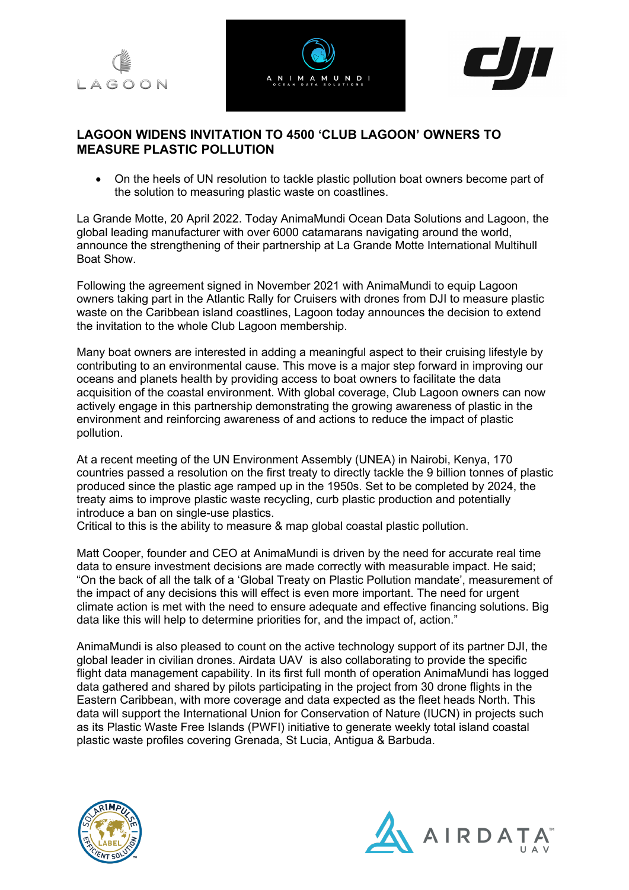# LAGOON WIDENS INVITATION TO 4500 'CLUB LAGOON' OWNERS TO MEASURE PLASTIC POLLUTION

- On the heels of UN resolution to tackle plastic pollution boat owners become part of the solution to measuring plastic waste on coastlines.

La Grande Motte, 20 April 2022. Today AnimaMundi Ocean Data Solutions and Lagoon, the global leading manufacturer with over 6000 catamarans navigating around the world, announce the strengthening of their partnership at La Grande Motte International Multihull Boat Show.

Following the agreement signed in November 2021 with AnimaMundi to equip Lagoon owners taking part in the Atlantic Rally for Cruisers with drones from DJI to measure plastic waste on the Caribbean island coastlines, Lagoon today announces the decision to extend the invitation to the whole Club Lagoon membership.

Many boat owners are interested in adding a meaningful aspect to their cruising lifestyle by contributing to an environmental cause. This move is a major step forward in improving our oceans and planets health by providing access to boat owners to facilitate the data acquisition of the coastal environment. With global coverage, Club Lagoon owners can now actively engage in this partnership demonstrating the growing awareness of plastic in the environment and reinforcing awareness of and actions to reduce the impact of plastic pollution.

At a recent meeting of the UN Environment Assembly (UNEA) in Nairobi, Kenya, 170 countries passed a resolution on the first treaty to directly tackle the 9 billion tonnes of plastic produced since the plastic age ramped up in the 1950s. Set to be completed by 2024, the treaty aims to improve plastic waste recycling, curb plastic production and potentially introduce a ban on single-use plastics.
Critical to this is the ability to measure & map global coastal plastic pollution.

Matt Cooper, founder and CEO at AnimaMundi is driven by the need for accurate real time data to ensure investment decisions are made correctly with measurable impact. He said; "On the back of all the talk of a 'Global Treaty on Plastic Pollution mandate', measurement of the impact of any decisions this will effect is even more important. The need for urgent climate action is met with the need to ensure adequate and effective financing solutions. Big data like this will help to determine priorities for, and the impact of, action."

AnimaMundi is also pleased to count on the active technology support of its partner DJI, the global leader in civilian drones. Airdata UAV is also collaborating to provide the specific flight data management capability. In its first full month of operation AnimaMundi has logged data gathered and shared by pilots participating in the project from 30 drone flights in the Eastern Caribbean, with more coverage and data expected as the fleet heads North. This data will support the International Union for Conservation of Nature (IUCN) in projects such as its Plastic Waste Free Islands (PWFI) initiative to generate weekly total island coastal plastic waste profiles covering Grenada, St Lucia, Antigua & Barbuda.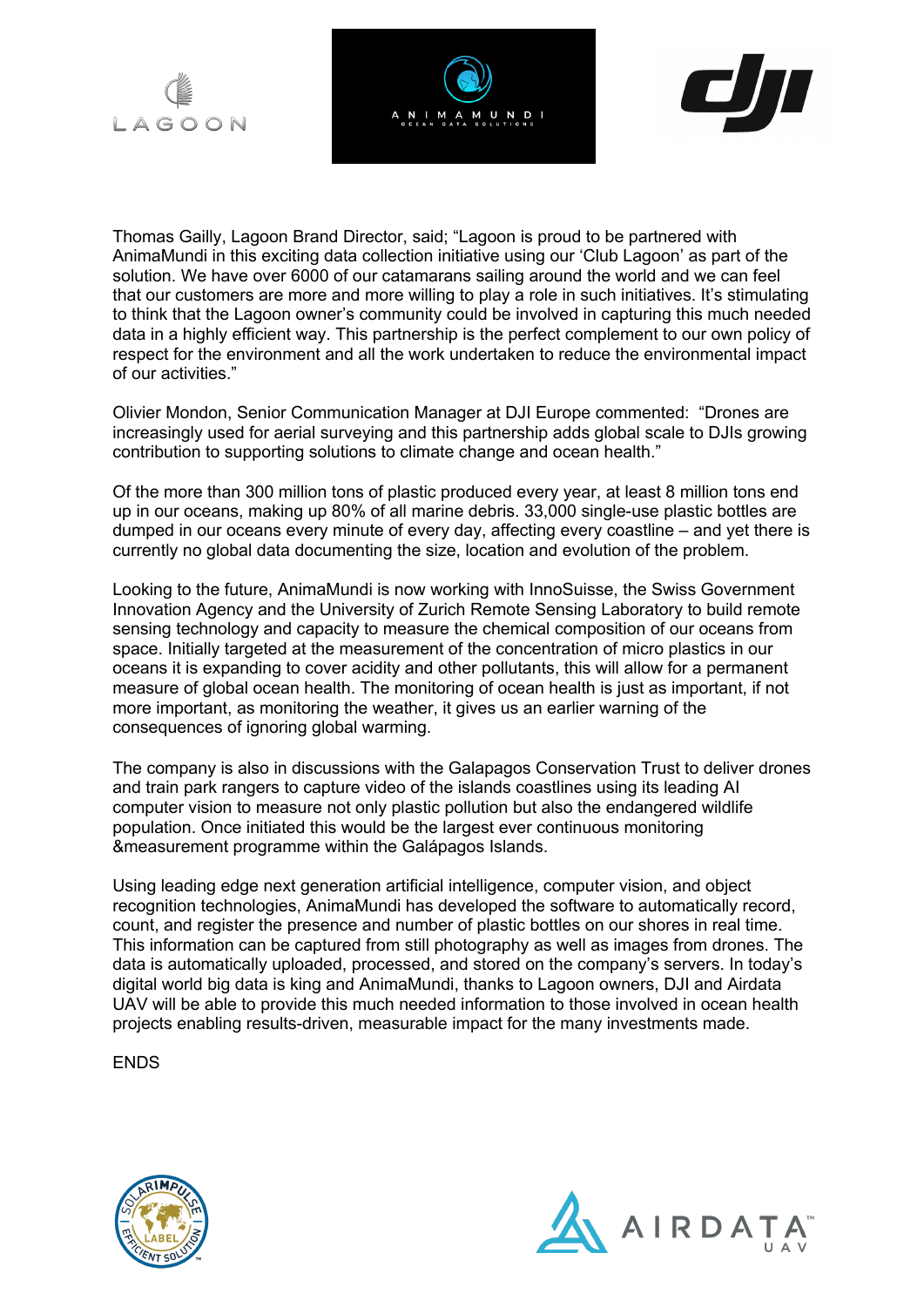Thomas Gailly, Lagoon Brand Director, said; "Lagoon is proud to be partnered with AnimaMundi in this exciting data collection initiative using our 'Club Lagoon' as part of the solution. We have over 6000 of our catamarans sailing around the world and we can feel that our customers are more and more willing to play a role in such initiatives. It's stimulating to think that the Lagoon owner's community could be involved in capturing this much needed data in a highly efficient way. This partnership is the perfect complement to our own policy of respect for the environment and all the work undertaken to reduce the environmental impact of our activities."

Olivier Mondon, Senior Communication Manager at DJI Europe commented: "Drones are increasingly used for aerial surveying and this partnership adds global scale to DJIs growing contribution to supporting solutions to climate change and ocean health."

Of the more than 300 million tons of plastic produced every year, at least 8 million tons end up in our oceans, making up 80% of all marine debris. 33,000 single-use plastic bottles are dumped in our oceans every minute of every day, affecting every coastline – and yet there is currently no global data documenting the size, location and evolution of the problem.

Looking to the future, AnimaMundi is now working with InnoSuisse, the Swiss Government Innovation Agency and the University of Zurich Remote Sensing Laboratory to build remote sensing technology and capacity to measure the chemical composition of our oceans from space. Initially targeted at the measurement of the concentration of micro plastics in our oceans it is expanding to cover acidity and other pollutants, this will allow for a permanent measure of global ocean health. The monitoring of ocean health is just as important, if not more important, as monitoring the weather, it gives us an earlier warning of the consequences of ignoring global warming.

The company is also in discussions with the Galapagos Conservation Trust to deliver drones and train park rangers to capture video of the islands coastlines using its leading AI computer vision to measure not only plastic pollution but also the endangered wildlife population. Once initiated this would be the largest ever continuous monitoring &measurement programme within the Galápagos Islands.

Using leading edge next generation artificial intelligence, computer vision, and object recognition technologies, AnimaMundi has developed the software to automatically record, count, and register the presence and number of plastic bottles on our shores in real time. This information can be captured from still photography as well as images from drones. The data is automatically uploaded, processed, and stored on the company's servers. In today's digital world big data is king and AnimaMundi, thanks to Lagoon owners, DJI and Airdata UAV will be able to provide this much needed information to those involved in ocean health projects enabling results-driven, measurable impact for the many investments made.

ENDS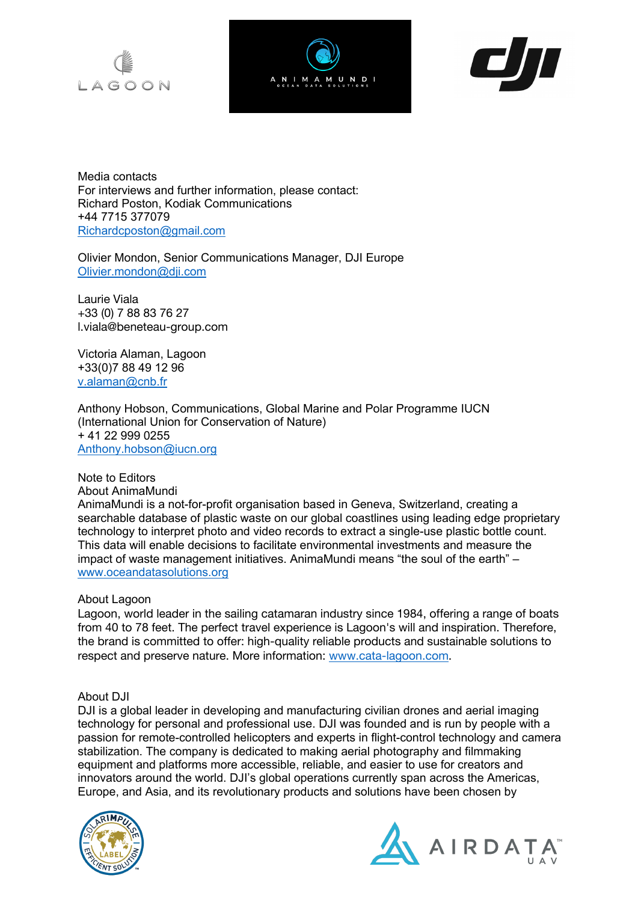Media contacts
For interviews and further information, please contact:
Richard Poston, Kodiak Communications
+44 7715 377079
Richardcposton@gmail.com

Olivier Mondon, Senior Communications Manager, DJI Europe
Olivier.mondon@dji.com

Laurie Viala
+33 (0) 7 88 83 76 27
l.viala@beneteau-group.com

Victoria Alaman, Lagoon
+33(0)7 88 49 12 96
v.alaman@cnb.fr

Anthony Hobson, Communications, Global Marine and Polar Programme IUCN (International Union for Conservation of Nature)
+ 41 22 999 0255
Anthony.hobson@iucn.org

Note to Editors

About AnimaMundi

AnimaMundi is a not-for-profit organisation based in Geneva, Switzerland, creating a searchable database of plastic waste on our global coastlines using leading edge proprietary technology to interpret photo and video records to extract a single-use plastic bottle count. This data will enable decisions to facilitate environmental investments and measure the impact of waste management initiatives. AnimaMundi means "the soul of the earth" – www.oceandatasolutions.org

About Lagoon

Lagoon, world leader in the sailing catamaran industry since 1984, offering a range of boats from 40 to 78 feet. The perfect travel experience is Lagoon's will and inspiration. Therefore, the brand is committed to offer: high-quality reliable products and sustainable solutions to respect and preserve nature. More information: www.cata-lagoon.com.

About DJI

DJI is a global leader in developing and manufacturing civilian drones and aerial imaging technology for personal and professional use. DJI was founded and is run by people with a passion for remote-controlled helicopters and experts in flight-control technology and camera stabilization. The company is dedicated to making aerial photography and filmmaking equipment and platforms more accessible, reliable, and easier to use for creators and innovators around the world. DJI's global operations currently span across the Americas, Europe, and Asia, and its revolutionary products and solutions have been chosen by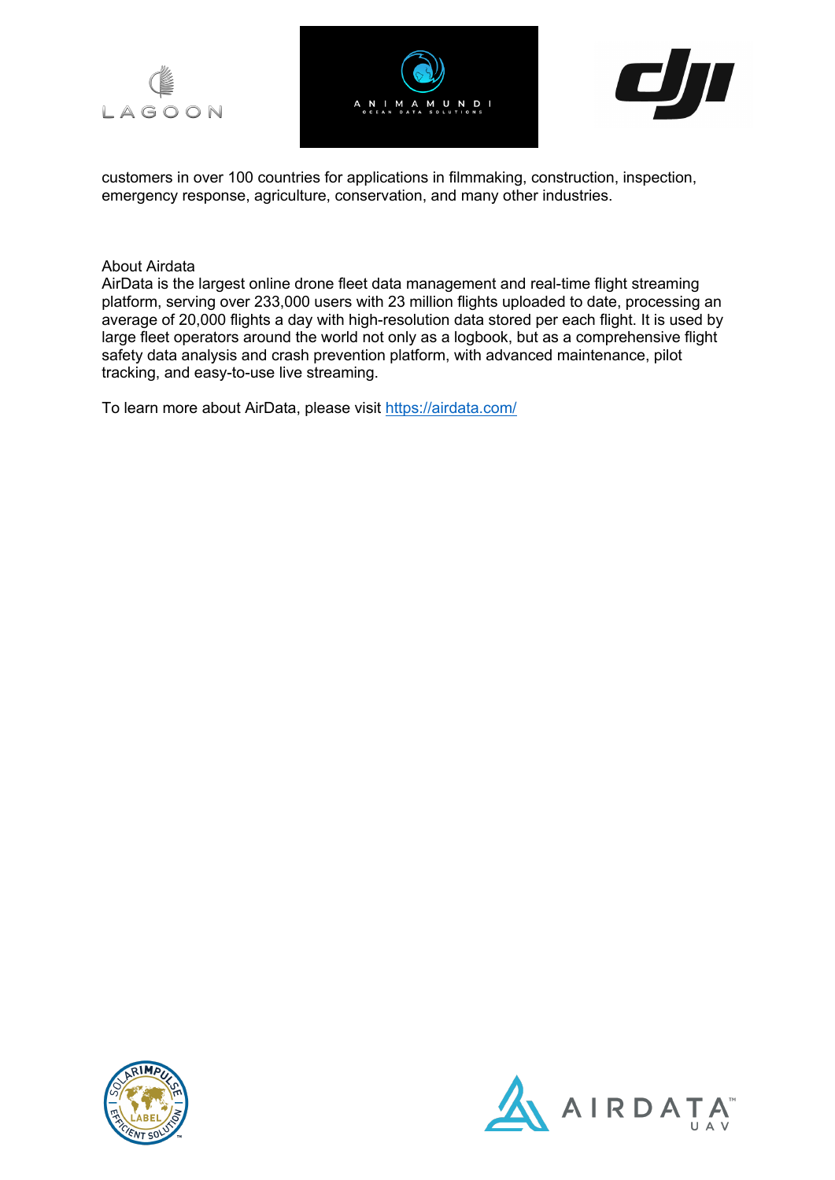customers in over 100 countries for applications in filmmaking, construction, inspection, emergency response, agriculture, conservation, and many other industries.

About Airdata

AirData is the largest online drone fleet data management and real-time flight streaming platform, serving over 233,000 users with 23 million flights uploaded to date, processing an average of 20,000 flights a day with high-resolution data stored per each flight. It is used by large fleet operators around the world not only as a logbook, but as a comprehensive flight safety data analysis and crash prevention platform, with advanced maintenance, pilot tracking, and easy-to-use live streaming.

To learn more about AirData, please visit https://airdata.com/